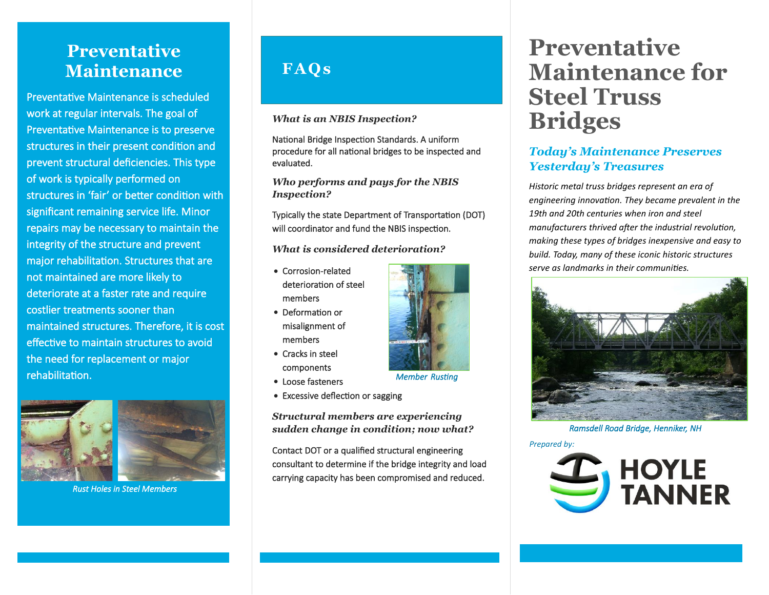## Preventative Maintenance

Preventative Maintenance is scheduled work at regular intervals. The goal of Preventative Maintenance is to preserve structures in their present condition and prevent structural deficiencies. This type of work is typically performed on structures in 'fair' or better condition with significant remaining service life. Minor repairs may be necessary to maintain the integrity of the structure and prevent major rehabilitation. Structures that are not maintained are more likely to deteriorate at a faster rate and require costlier treatments sooner than maintained structures. Therefore, it is cost effective to maintain structures to avoid the need for replacement or major rehabilitation.

*Rust Holes in Steel Members*

## FAQs

### *What is an NBIS Inspection?*

National Bridge Inspection Standards. A uniform procedure for all national bridges to be inspected and evaluated.

### *Who performs and pays for the NBIS Inspection?*

Typically the state Department of Transportation (DOT) will coordinator and fund the NBIS inspection.

### *What is considered deterioration?*

- Corrosion-related deterioration of steel members
- Deformation or misalignment of members
- Cracks in steel components
- Loose fasteners
- Excessive deflection or sagging

*Member Rusting*

### *Structural members are experiencing sudden change in condition; now what?*

Contact DOT or a qualified structural engineering consultant to determine if the bridge integrity and load carrying capacity has been compromised and reduced.

# Preventative Maintenance for Steel Truss Bridges

## *Today's Maintenance Preserves Yesterday's Treasures*

*Historic metal truss bridges represent an era of engineering innovation. They became prevalent in the 19th and 20th centuries when iron and steel manufacturers thrived after the industrial revolution, making these types of bridges inexpensive and easy to build. Today, many of these iconic historic structures serve as landmarks in their communities.*

*Ramsdell Road Bridge, Henniker, NH*

*Prepared by:*

HOYLE TANNER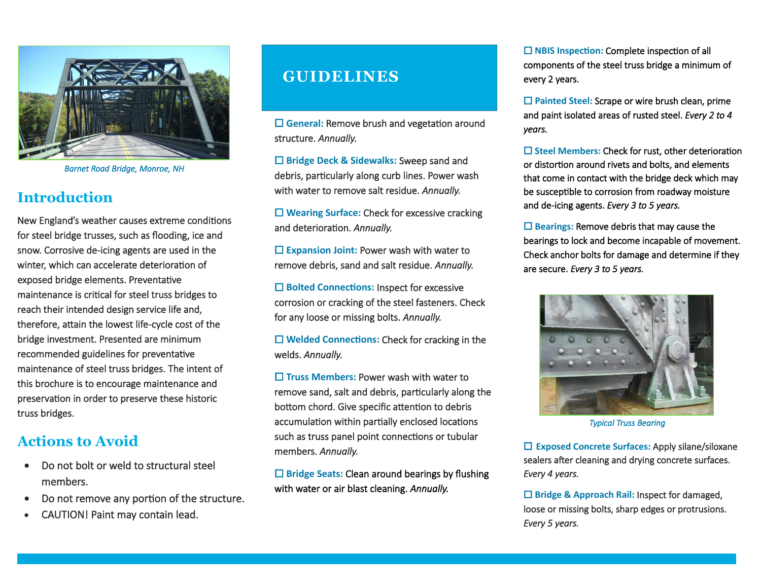*Barnet Road Bridge, Monroe, NH*

## Introduction

New England's weather causes extreme conditions for steel bridge trusses, such as flooding, ice and snow. Corrosive de-icing agents are used in the winter, which can accelerate deterioration of exposed bridge elements. Preventative maintenance is critical for steel truss bridges to reach their intended design service life and, therefore, attain the lowest life-cycle cost of the bridge investment. Presented are minimum recommended guidelines for preventative maintenance of steel truss bridges. The intent of this brochure is to encourage maintenance and preservation in order to preserve these historic truss bridges.

## Actions to Avoid

- Do not bolt or weld to structural steel members.
- Do not remove any portion of the structure.
- CAUTION! Paint may contain lead.

## GUIDELINES

☐ **General:** Remove brush and vegetation around structure. *Annually.*

☐ **Bridge Deck & Sidewalks:** Sweep sand and debris, particularly along curb lines. Power wash with water to remove salt residue. *Annually.*

☐ **Wearing Surface:** Check for excessive cracking and deterioration. *Annually.*

☐ **Expansion Joint:** Power wash with water to remove debris, sand and salt residue. *Annually.*

☐ **Bolted Connections:** Inspect for excessive corrosion or cracking of the steel fasteners. Check for any loose or missing bolts. *Annually.*

☐ **Welded Connections:** Check for cracking in the welds. *Annually.*

☐ **Truss Members:** Power wash with water to remove sand, salt and debris, particularly along the bottom chord. Give specific attention to debris accumulation within partially enclosed locations such as truss panel point connections or tubular members. *Annually.*

☐ **Bridge Seats:** Clean around bearings by flushing with water or air blast cleaning. *Annually.*

☐ **NBIS Inspection:** Complete inspection of all components of the steel truss bridge a minimum of every 2 years.

☐ **Painted Steel:** Scrape or wire brush clean, prime and paint isolated areas of rusted steel. *Every 2 to 4 years.*

☐ **Steel Members:** Check for rust, other deterioration or distortion around rivets and bolts, and elements that come in contact with the bridge deck which may be susceptible to corrosion from roadway moisture and de-icing agents. *Every 3 to 5 years.*

☐ **Bearings:** Remove debris that may cause the bearings to lock and become incapable of movement. Check anchor bolts for damage and determine if they are secure. *Every 3 to 5 years.*

*Typical Truss Bearing*

☐ **Exposed Concrete Surfaces:** Apply silane/siloxane sealers after cleaning and drying concrete surfaces. *Every 4 years.*

☐ **Bridge & Approach Rail:** Inspect for damaged, loose or missing bolts, sharp edges or protrusions. *Every 5 years.*